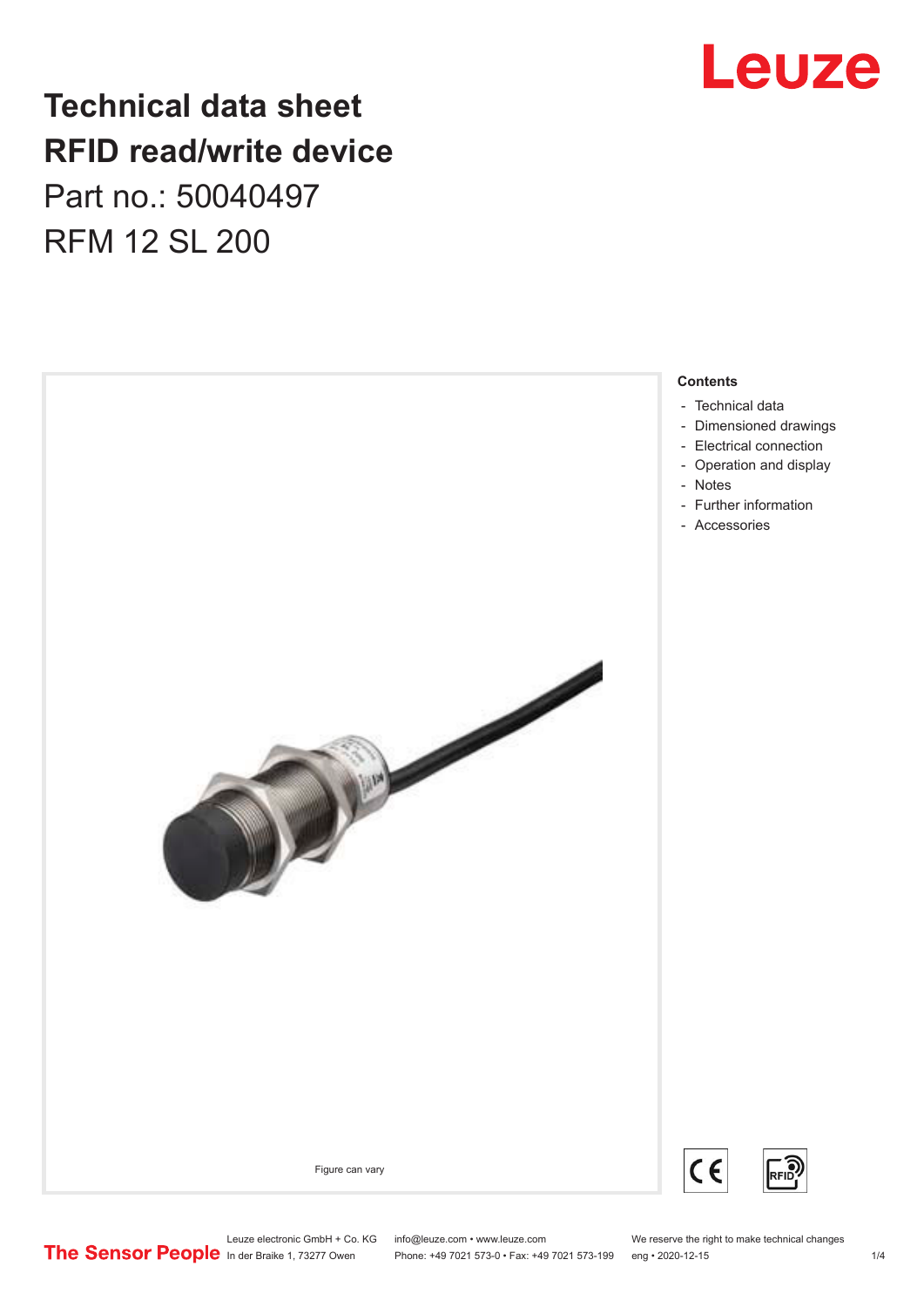# Technical data sheet
# RFID read/write device
## Part no.: 50040497
## RFM 12 SL 200

Figure can vary

**Contents**

- Technical data
- Dimensioned drawings
- Electrical connection
- Operation and display
- Notes
- Further information
- Accessories

Leuze electronic GmbH + Co. KG
In der Braike 1, 73277 Owen

info@leuze.com • www.leuze.com
Phone: +49 7021 573-0 • Fax: +49 7021 573-199

We reserve the right to make technical changes
eng • 2020-12-15

The Sensor People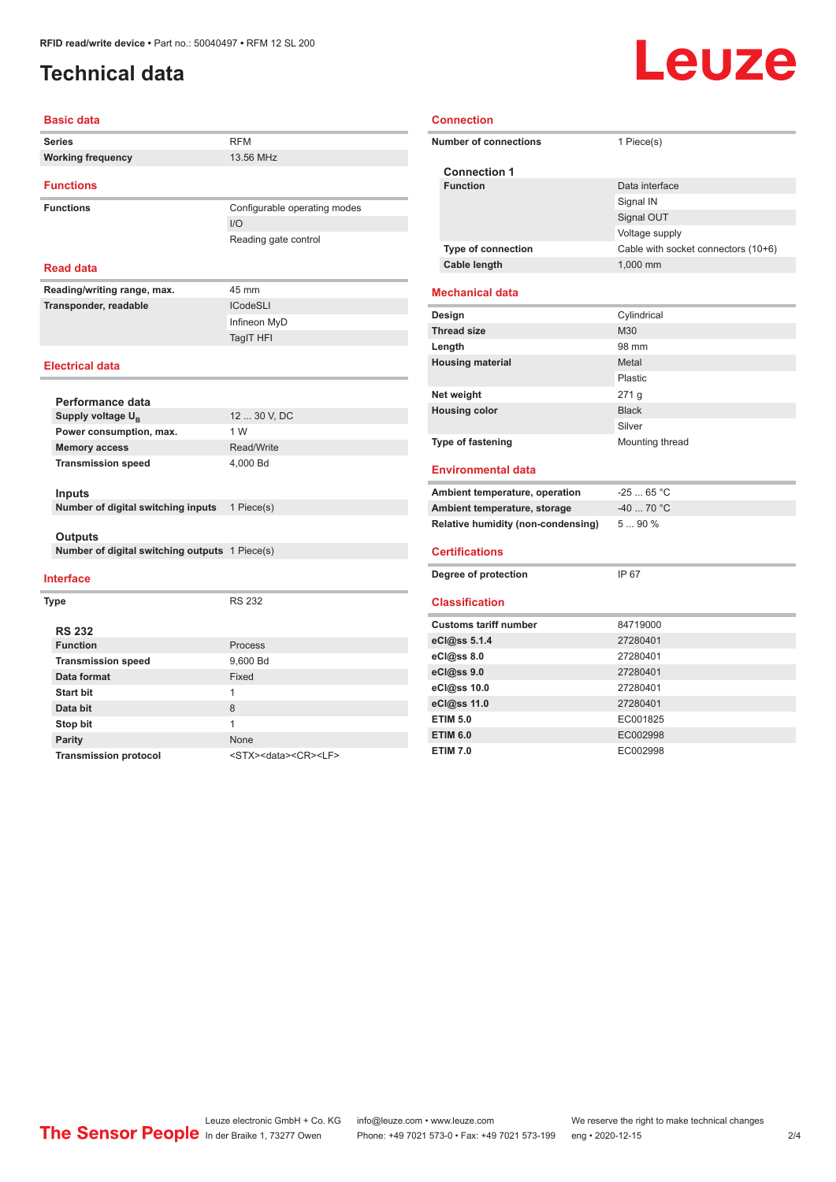RFID read/write device • Part no.: 50040497 • RFM 12 SL 200

# Technical data

## Basic data

| | |
|---|---|
| Series | RFM |
| Working frequency | 13.56 MHz |

## Functions

| | |
|---|---|
| Functions | Configurable operating modes |
| | I/O |
| | Reading gate control |

## Read data

| | |
|---|---|
| Reading/writing range, max. | 45 mm |
| Transponder, readable | ICodeSLI |
| | Infineon MyD |
| | TagIT HFI |

## Electrical data

### Performance data

| | |
|---|---|
| Supply voltage $U_B$ | 12 ... 30 V, DC |
| Power consumption, max. | 1 W |
| Memory access | Read/Write |
| Transmission speed | 4,000 Bd |

### Inputs

| | |
|---|---|
| Number of digital switching inputs | 1 Piece(s) |

### Outputs

| | |
|---|---|
| Number of digital switching outputs | 1 Piece(s) |

## Interface

| | |
|---|---|
| Type | RS 232 |

### RS 232

| | |
|---|---|
| Function | Process |
| Transmission speed | 9,600 Bd |
| Data format | Fixed |
| Start bit | 1 |
| Data bit | 8 |
| Stop bit | 1 |
| Parity | None |
| Transmission protocol | <STX><data><CR><LF> |

## Connection

| | |
|---|---|
| Number of connections | 1 Piece(s) |

### Connection 1

| | |
|---|---|
| Function | Data interface |
| | Signal IN |
| | Signal OUT |
| | Voltage supply |
| Type of connection | Cable with socket connectors (10+6) |
| Cable length | 1,000 mm |

## Mechanical data

| | |
|---|---|
| Design | Cylindrical |
| Thread size | M30 |
| Length | 98 mm |
| Housing material | Metal |
| | Plastic |
| Net weight | 271 g |
| Housing color | Black |
| | Silver |
| Type of fastening | Mounting thread |

## Environmental data

| | |
|---|---|
| Ambient temperature, operation | -25 ... 65 °C |
| Ambient temperature, storage | -40 ... 70 °C |
| Relative humidity (non-condensing) | 5 ... 90 % |

## Certifications

| | |
|---|---|
| Degree of protection | IP 67 |

## Classification

| | |
|---|---|
| Customs tariff number | 84719000 |
| eCl@ss 5.1.4 | 27280401 |
| eCl@ss 8.0 | 27280401 |
| eCl@ss 9.0 | 27280401 |
| eCl@ss 10.0 | 27280401 |
| eCl@ss 11.0 | 27280401 |
| ETIM 5.0 | EC001825 |
| ETIM 6.0 | EC002998 |
| ETIM 7.0 | EC002998 |

The Sensor People

Leuze electronic GmbH + Co. KG
In der Braike 1, 73277 Owen

info@leuze.com • www.leuze.com
Phone: +49 7021 573-0 • Fax: +49 7021 573-199

We reserve the right to make technical changes
eng • 2020-12-15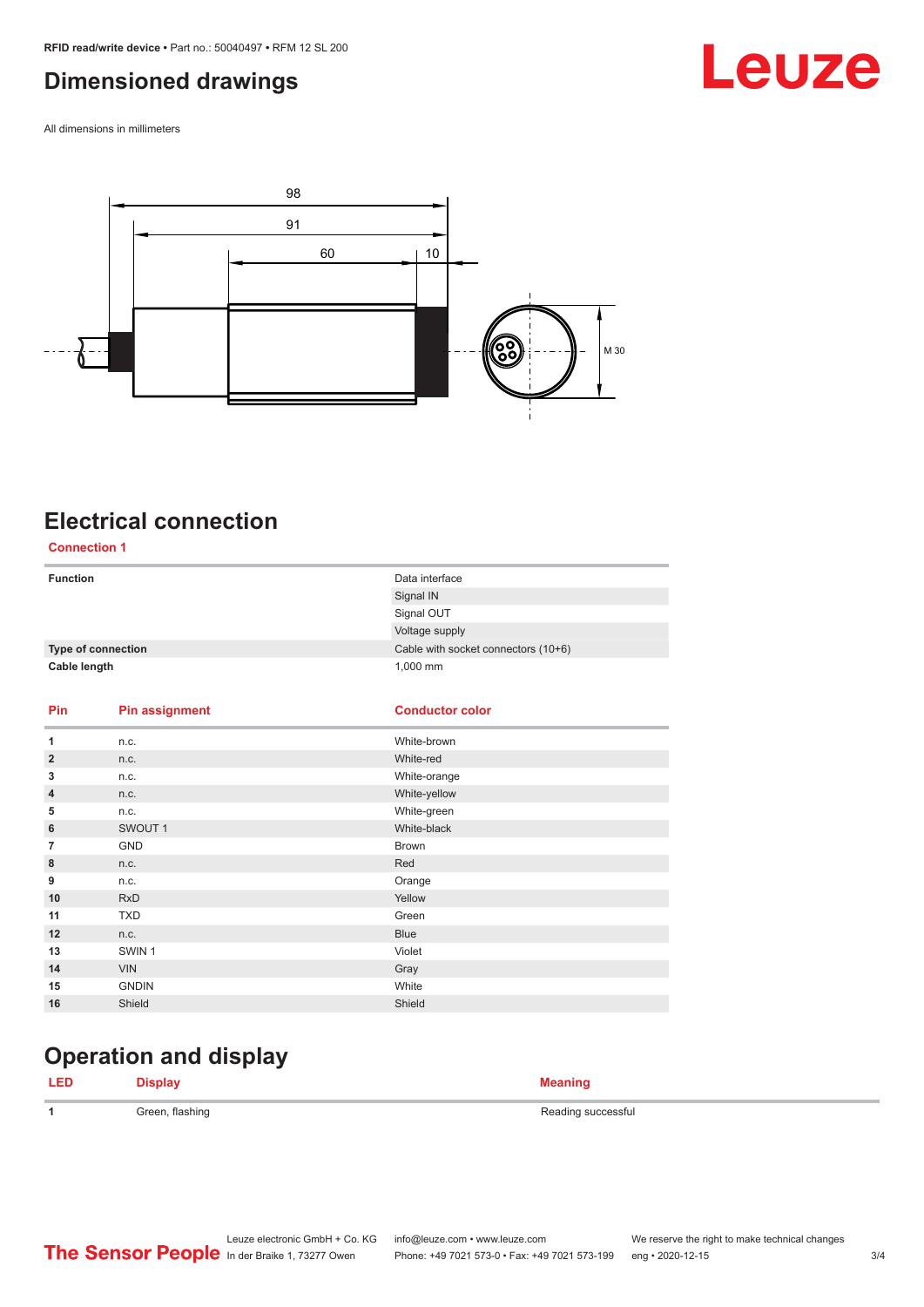# Dimensioned drawings

All dimensions in millimeters

98

91

60

10

M 30

# Electrical connection

**Connection 1**

| | |
|---|---|
| **Function** | Data interface |
| | Signal IN |
| | Signal OUT |
| | Voltage supply |
| **Type of connection** | Cable with socket connectors (10+6) |
| **Cable length** | 1,000 mm |

| Pin | Pin assignment | Conductor color |
|---|---|---|
| **1** | n.c. | White-brown |
| **2** | n.c. | White-red |
| **3** | n.c. | White-orange |
| **4** | n.c. | White-yellow |
| **5** | n.c. | White-green |
| **6** | SWOUT 1 | White-black |
| **7** | GND | Brown |
| **8** | n.c. | Red |
| **9** | n.c. | Orange |
| **10** | RxD | Yellow |
| **11** | TXD | Green |
| **12** | n.c. | Blue |
| **13** | SWIN 1 | Violet |
| **14** | VIN | Gray |
| **15** | GNDIN | White |
| **16** | Shield | Shield |

# Operation and display

| LED | Display | Meaning |
|---|---|---|
| **1** | Green, flashing | Reading successful |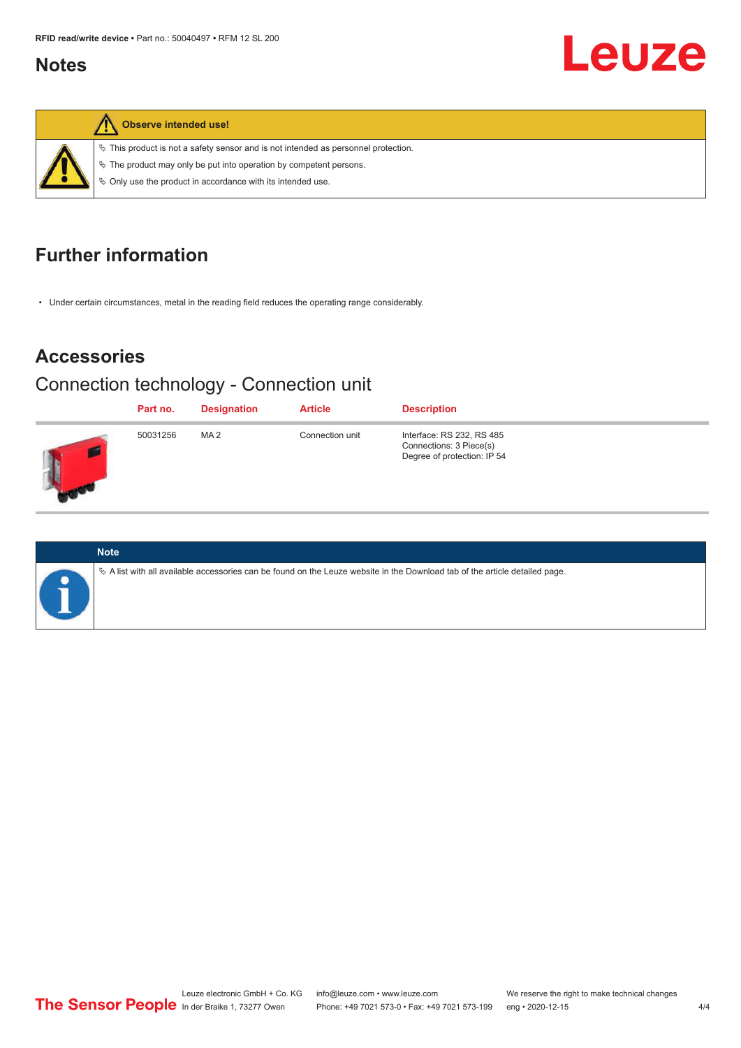## Notes

**Observe intended use!**

- ↳ This product is not a safety sensor and is not intended as personnel protection.
- ↳ The product may only be put into operation by competent persons.
- ↳ Only use the product in accordance with its intended use.

## Further information

- Under certain circumstances, metal in the reading field reduces the operating range considerably.

## Accessories

### Connection technology - Connection unit

| Part no. | Designation | Article | Description |
|---|---|---|---|
| 50031256 | MA 2 | Connection unit | Interface: RS 232, RS 485<br>Connections: 3 Piece(s)<br>Degree of protection: IP 54 |

**Note**

↳ A list with all available accessories can be found on the Leuze website in the Download tab of the article detailed page.